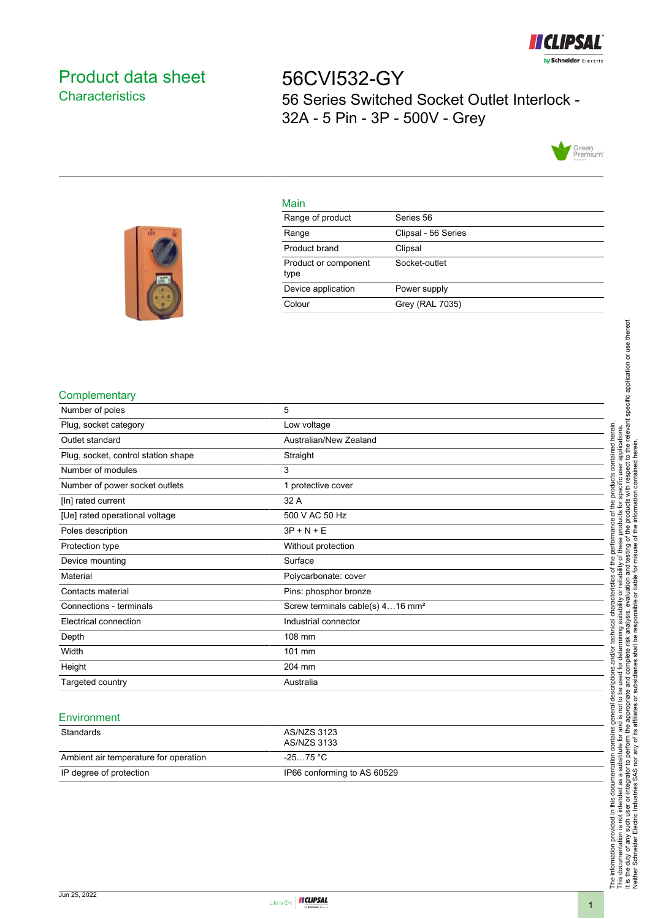# Product data sheet

## Characteristics

# 56CVI532-GY

56 Series Switched Socket Outlet Interlock - 32A - 5 Pin - 3P - 500V - Grey

## Main

| | |
|---|---|
| Range of product | Series 56 |
| Range | Clipsal - 56 Series |
| Product brand | Clipsal |
| Product or component type | Socket-outlet |
| Device application | Power supply |
| Colour | Grey (RAL 7035) |

## Complementary

| | |
|---|---|
| Number of poles | 5 |
| Plug, socket category | Low voltage |
| Outlet standard | Australian/New Zealand |
| Plug, socket, control station shape | Straight |
| Number of modules | 3 |
| Number of power socket outlets | 1 protective cover |
| [In] rated current | 32 A |
| [Ue] rated operational voltage | 500 V AC 50 Hz |
| Poles description | 3P + N + E |
| Protection type | Without protection |
| Device mounting | Surface |
| Material | Polycarbonate: cover |
| Contacts material | Pins: phosphor bronze |
| Connections - terminals | Screw terminals cable(s) 4…16 mm² |
| Electrical connection | Industrial connector |
| Depth | 108 mm |
| Width | 101 mm |
| Height | 204 mm |
| Targeted country | Australia |

## Environment

| | |
|---|---|
| Standards | AS/NZS 3123<br>AS/NZS 3133 |
| Ambient air temperature for operation | -25…75 °C |
| IP degree of protection | IP66 conforming to AS 60529 |

The information provided in this documentation contains general descriptions and/or technical characteristics of the performance of the products contained herein. This documentation is not intended as a substitute for and is not to be used for determining suitability or reliability of these products for specific user applications. It is the duty of any such user or integrator to perform the appropriate and complete risk analysis, evaluation and testing of the products with respect to the relevant specific application or use thereof. Neither Schneider Electric Industries SAS nor any of its affiliates or subsidiaries shall be responsible or liable for misuse of the information contained herein.

Jun 25, 2022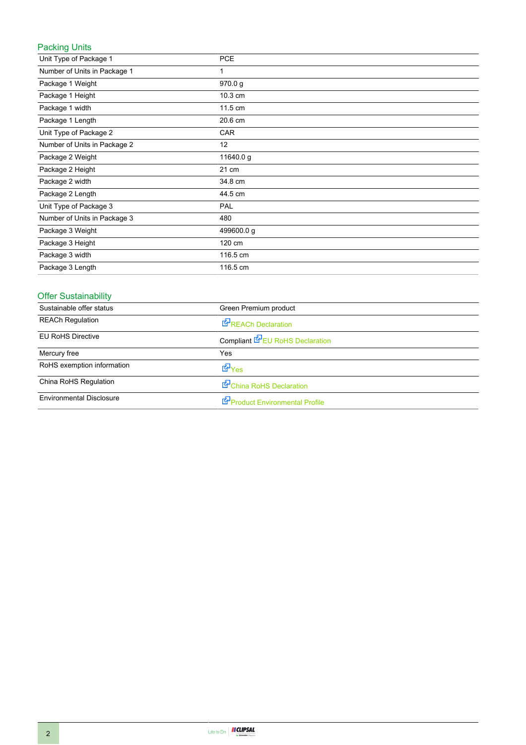## Packing Units

| | |
|---|---|
| Unit Type of Package 1 | PCE |
| Number of Units in Package 1 | 1 |
| Package 1 Weight | 970.0 g |
| Package 1 Height | 10.3 cm |
| Package 1 width | 11.5 cm |
| Package 1 Length | 20.6 cm |
| Unit Type of Package 2 | CAR |
| Number of Units in Package 2 | 12 |
| Package 2 Weight | 11640.0 g |
| Package 2 Height | 21 cm |
| Package 2 width | 34.8 cm |
| Package 2 Length | 44.5 cm |
| Unit Type of Package 3 | PAL |
| Number of Units in Package 3 | 480 |
| Package 3 Weight | 499600.0 g |
| Package 3 Height | 120 cm |
| Package 3 width | 116.5 cm |
| Package 3 Length | 116.5 cm |

## Offer Sustainability

| | |
|---|---|
| Sustainable offer status | Green Premium product |
| REACh Regulation | REACh Declaration |
| EU RoHS Directive | Compliant EU RoHS Declaration |
| Mercury free | Yes |
| RoHS exemption information | Yes |
| China RoHS Regulation | China RoHS Declaration |
| Environmental Disclosure | Product Environmental Profile |